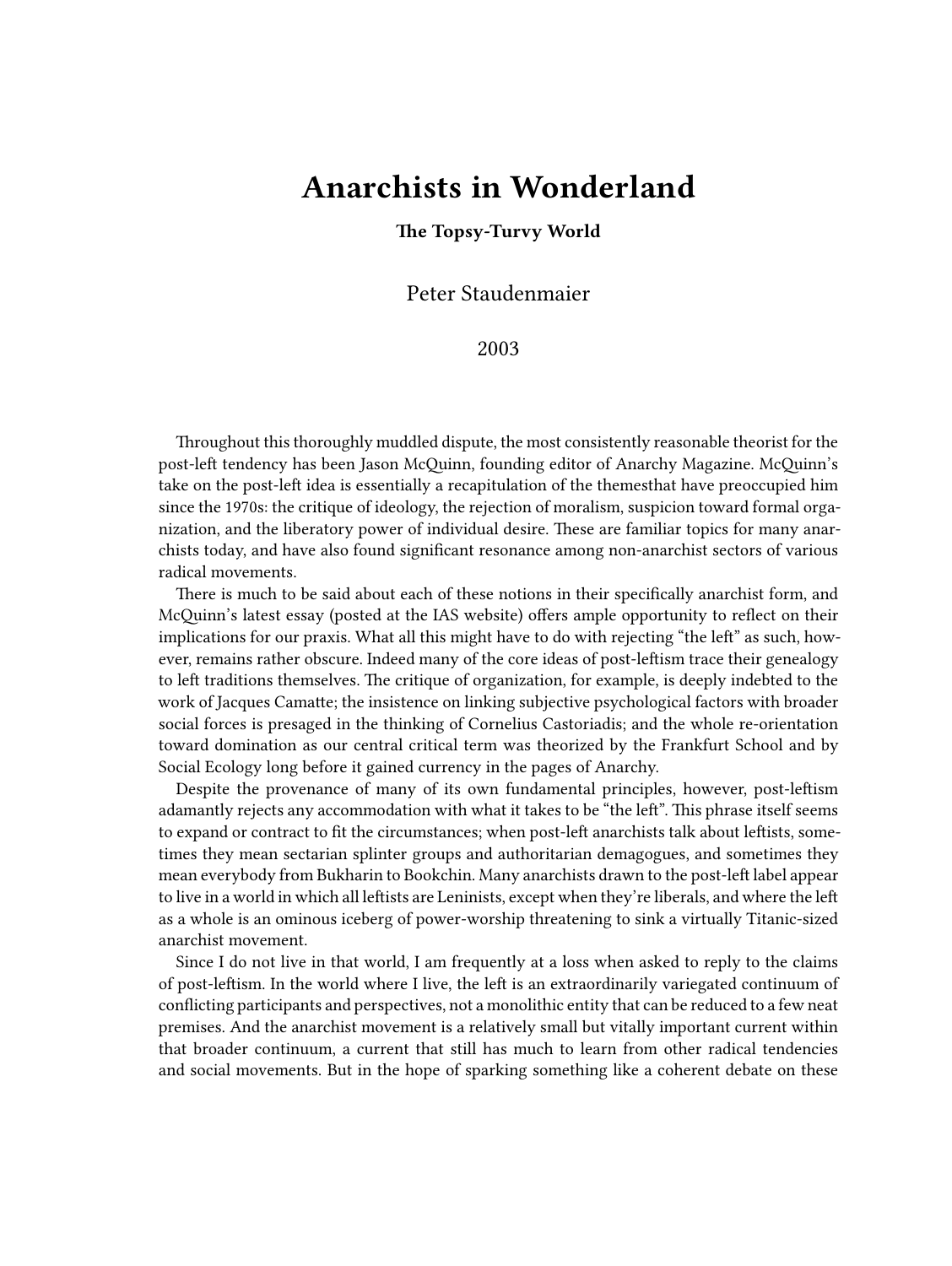# Anarchists in Wonderland

**The Topsy-Turvy World**

Peter Staudenmaier

2003

Throughout this thoroughly muddled dispute, the most consistently reasonable theorist for the post-left tendency has been Jason McQuinn, founding editor of Anarchy Magazine. McQuinn's take on the post-left idea is essentially a recapitulation of the themesthat have preoccupied him since the 1970s: the critique of ideology, the rejection of moralism, suspicion toward formal organization, and the liberatory power of individual desire. These are familiar topics for many anarchists today, and have also found significant resonance among non-anarchist sectors of various radical movements.

There is much to be said about each of these notions in their specifically anarchist form, and McQuinn's latest essay (posted at the IAS website) offers ample opportunity to reflect on their implications for our praxis. What all this might have to do with rejecting "the left" as such, however, remains rather obscure. Indeed many of the core ideas of post-leftism trace their genealogy to left traditions themselves. The critique of organization, for example, is deeply indebted to the work of Jacques Camatte; the insistence on linking subjective psychological factors with broader social forces is presaged in the thinking of Cornelius Castoriadis; and the whole re-orientation toward domination as our central critical term was theorized by the Frankfurt School and by Social Ecology long before it gained currency in the pages of Anarchy.

Despite the provenance of many of its own fundamental principles, however, post-leftism adamantly rejects any accommodation with what it takes to be "the left". This phrase itself seems to expand or contract to fit the circumstances; when post-left anarchists talk about leftists, sometimes they mean sectarian splinter groups and authoritarian demagogues, and sometimes they mean everybody from Bukharin to Bookchin. Many anarchists drawn to the post-left label appear to live in a world in which all leftists are Leninists, except when they're liberals, and where the left as a whole is an ominous iceberg of power-worship threatening to sink a virtually Titanic-sized anarchist movement.

Since I do not live in that world, I am frequently at a loss when asked to reply to the claims of post-leftism. In the world where I live, the left is an extraordinarily variegated continuum of conflicting participants and perspectives, not a monolithic entity that can be reduced to a few neat premises. And the anarchist movement is a relatively small but vitally important current within that broader continuum, a current that still has much to learn from other radical tendencies and social movements. But in the hope of sparking something like a coherent debate on these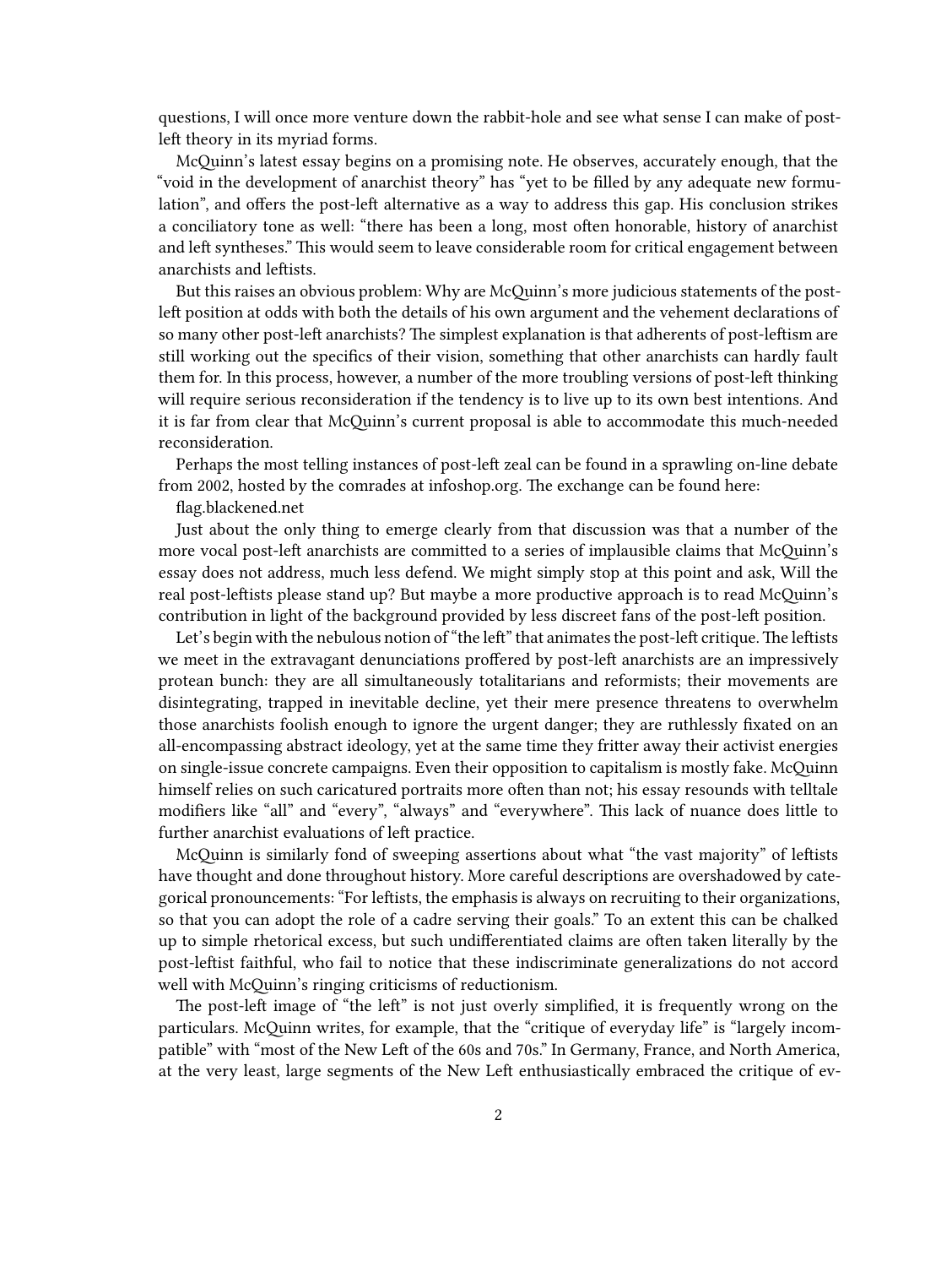questions, I will once more venture down the rabbit-hole and see what sense I can make of post-left theory in its myriad forms.

McQuinn's latest essay begins on a promising note. He observes, accurately enough, that the "void in the development of anarchist theory" has "yet to be filled by any adequate new formulation", and offers the post-left alternative as a way to address this gap. His conclusion strikes a conciliatory tone as well: "there has been a long, most often honorable, history of anarchist and left syntheses." This would seem to leave considerable room for critical engagement between anarchists and leftists.

But this raises an obvious problem: Why are McQuinn's more judicious statements of the post-left position at odds with both the details of his own argument and the vehement declarations of so many other post-left anarchists? The simplest explanation is that adherents of post-leftism are still working out the specifics of their vision, something that other anarchists can hardly fault them for. In this process, however, a number of the more troubling versions of post-left thinking will require serious reconsideration if the tendency is to live up to its own best intentions. And it is far from clear that McQuinn's current proposal is able to accommodate this much-needed reconsideration.

Perhaps the most telling instances of post-left zeal can be found in a sprawling on-line debate from 2002, hosted by the comrades at infoshop.org. The exchange can be found here:

flag.blackened.net

Just about the only thing to emerge clearly from that discussion was that a number of the more vocal post-left anarchists are committed to a series of implausible claims that McQuinn's essay does not address, much less defend. We might simply stop at this point and ask, Will the real post-leftists please stand up? But maybe a more productive approach is to read McQuinn's contribution in light of the background provided by less discreet fans of the post-left position.

Let's begin with the nebulous notion of "the left" that animates the post-left critique. The leftists we meet in the extravagant denunciations proffered by post-left anarchists are an impressively protean bunch: they are all simultaneously totalitarians and reformists; their movements are disintegrating, trapped in inevitable decline, yet their mere presence threatens to overwhelm those anarchists foolish enough to ignore the urgent danger; they are ruthlessly fixated on an all-encompassing abstract ideology, yet at the same time they fritter away their activist energies on single-issue concrete campaigns. Even their opposition to capitalism is mostly fake. McQuinn himself relies on such caricatured portraits more often than not; his essay resounds with telltale modifiers like "all" and "every", "always" and "everywhere". This lack of nuance does little to further anarchist evaluations of left practice.

McQuinn is similarly fond of sweeping assertions about what "the vast majority" of leftists have thought and done throughout history. More careful descriptions are overshadowed by categorical pronouncements: "For leftists, the emphasis is always on recruiting to their organizations, so that you can adopt the role of a cadre serving their goals." To an extent this can be chalked up to simple rhetorical excess, but such undifferentiated claims are often taken literally by the post-leftist faithful, who fail to notice that these indiscriminate generalizations do not accord well with McQuinn's ringing criticisms of reductionism.

The post-left image of "the left" is not just overly simplified, it is frequently wrong on the particulars. McQuinn writes, for example, that the "critique of everyday life" is "largely incompatible" with "most of the New Left of the 60s and 70s." In Germany, France, and North America, at the very least, large segments of the New Left enthusiastically embraced the critique of ev-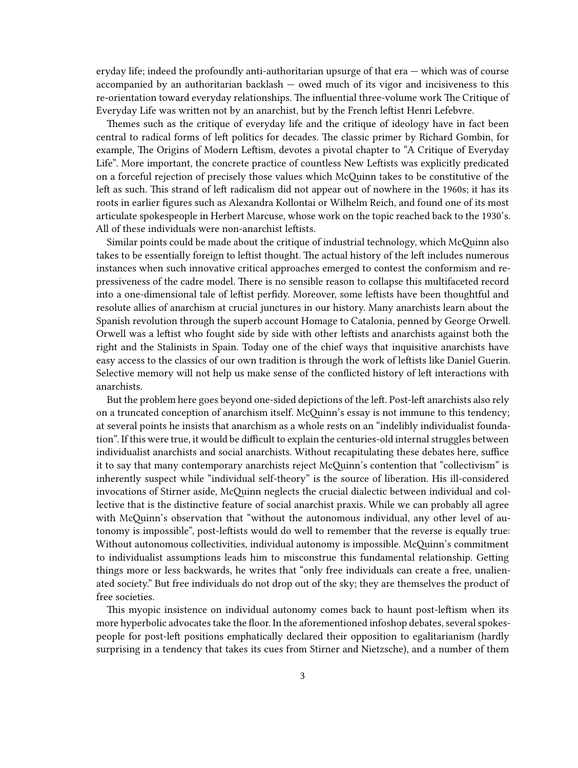eryday life; indeed the profoundly anti-authoritarian upsurge of that era — which was of course accompanied by an authoritarian backlash — owed much of its vigor and incisiveness to this re-orientation toward everyday relationships. The influential three-volume work The Critique of Everyday Life was written not by an anarchist, but by the French leftist Henri Lefebvre.

Themes such as the critique of everyday life and the critique of ideology have in fact been central to radical forms of left politics for decades. The classic primer by Richard Gombin, for example, The Origins of Modern Leftism, devotes a pivotal chapter to "A Critique of Everyday Life". More important, the concrete practice of countless New Leftists was explicitly predicated on a forceful rejection of precisely those values which McQuinn takes to be constitutive of the left as such. This strand of left radicalism did not appear out of nowhere in the 1960s; it has its roots in earlier figures such as Alexandra Kollontai or Wilhelm Reich, and found one of its most articulate spokespeople in Herbert Marcuse, whose work on the topic reached back to the 1930's. All of these individuals were non-anarchist leftists.

Similar points could be made about the critique of industrial technology, which McQuinn also takes to be essentially foreign to leftist thought. The actual history of the left includes numerous instances when such innovative critical approaches emerged to contest the conformism and repressiveness of the cadre model. There is no sensible reason to collapse this multifaceted record into a one-dimensional tale of leftist perfidy. Moreover, some leftists have been thoughtful and resolute allies of anarchism at crucial junctures in our history. Many anarchists learn about the Spanish revolution through the superb account Homage to Catalonia, penned by George Orwell. Orwell was a leftist who fought side by side with other leftists and anarchists against both the right and the Stalinists in Spain. Today one of the chief ways that inquisitive anarchists have easy access to the classics of our own tradition is through the work of leftists like Daniel Guerin. Selective memory will not help us make sense of the conflicted history of left interactions with anarchists.

But the problem here goes beyond one-sided depictions of the left. Post-left anarchists also rely on a truncated conception of anarchism itself. McQuinn's essay is not immune to this tendency; at several points he insists that anarchism as a whole rests on an "indelibly individualist foundation". If this were true, it would be difficult to explain the centuries-old internal struggles between individualist anarchists and social anarchists. Without recapitulating these debates here, suffice it to say that many contemporary anarchists reject McQuinn's contention that "collectivism" is inherently suspect while "individual self-theory" is the source of liberation. His ill-considered invocations of Stirner aside, McQuinn neglects the crucial dialectic between individual and collective that is the distinctive feature of social anarchist praxis. While we can probably all agree with McQuinn's observation that "without the autonomous individual, any other level of autonomy is impossible", post-leftists would do well to remember that the reverse is equally true: Without autonomous collectivities, individual autonomy is impossible. McQuinn's commitment to individualist assumptions leads him to misconstrue this fundamental relationship. Getting things more or less backwards, he writes that "only free individuals can create a free, unalienated society." But free individuals do not drop out of the sky; they are themselves the product of free societies.

This myopic insistence on individual autonomy comes back to haunt post-leftism when its more hyperbolic advocates take the floor. In the aforementioned infoshop debates, several spokespeople for post-left positions emphatically declared their opposition to egalitarianism (hardly surprising in a tendency that takes its cues from Stirner and Nietzsche), and a number of them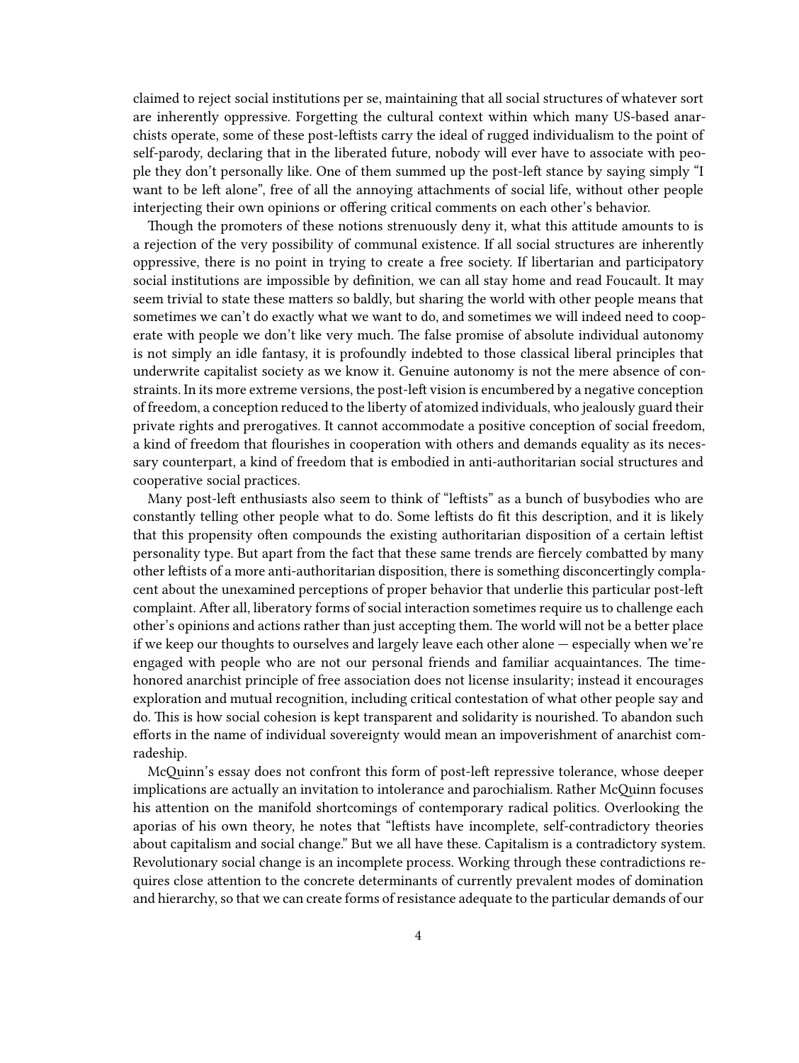claimed to reject social institutions per se, maintaining that all social structures of whatever sort are inherently oppressive. Forgetting the cultural context within which many US-based anarchists operate, some of these post-leftists carry the ideal of rugged individualism to the point of self-parody, declaring that in the liberated future, nobody will ever have to associate with people they don't personally like. One of them summed up the post-left stance by saying simply "I want to be left alone", free of all the annoying attachments of social life, without other people interjecting their own opinions or offering critical comments on each other's behavior.

Though the promoters of these notions strenuously deny it, what this attitude amounts to is a rejection of the very possibility of communal existence. If all social structures are inherently oppressive, there is no point in trying to create a free society. If libertarian and participatory social institutions are impossible by definition, we can all stay home and read Foucault. It may seem trivial to state these matters so baldly, but sharing the world with other people means that sometimes we can't do exactly what we want to do, and sometimes we will indeed need to cooperate with people we don't like very much. The false promise of absolute individual autonomy is not simply an idle fantasy, it is profoundly indebted to those classical liberal principles that underwrite capitalist society as we know it. Genuine autonomy is not the mere absence of constraints. In its more extreme versions, the post-left vision is encumbered by a negative conception of freedom, a conception reduced to the liberty of atomized individuals, who jealously guard their private rights and prerogatives. It cannot accommodate a positive conception of social freedom, a kind of freedom that flourishes in cooperation with others and demands equality as its necessary counterpart, a kind of freedom that is embodied in anti-authoritarian social structures and cooperative social practices.

Many post-left enthusiasts also seem to think of "leftists" as a bunch of busybodies who are constantly telling other people what to do. Some leftists do fit this description, and it is likely that this propensity often compounds the existing authoritarian disposition of a certain leftist personality type. But apart from the fact that these same trends are fiercely combatted by many other leftists of a more anti-authoritarian disposition, there is something disconcertingly complacent about the unexamined perceptions of proper behavior that underlie this particular post-left complaint. After all, liberatory forms of social interaction sometimes require us to challenge each other's opinions and actions rather than just accepting them. The world will not be a better place if we keep our thoughts to ourselves and largely leave each other alone — especially when we're engaged with people who are not our personal friends and familiar acquaintances. The time-honored anarchist principle of free association does not license insularity; instead it encourages exploration and mutual recognition, including critical contestation of what other people say and do. This is how social cohesion is kept transparent and solidarity is nourished. To abandon such efforts in the name of individual sovereignty would mean an impoverishment of anarchist comradeship.

McQuinn's essay does not confront this form of post-left repressive tolerance, whose deeper implications are actually an invitation to intolerance and parochialism. Rather McQuinn focuses his attention on the manifold shortcomings of contemporary radical politics. Overlooking the aporias of his own theory, he notes that "leftists have incomplete, self-contradictory theories about capitalism and social change." But we all have these. Capitalism is a contradictory system. Revolutionary social change is an incomplete process. Working through these contradictions requires close attention to the concrete determinants of currently prevalent modes of domination and hierarchy, so that we can create forms of resistance adequate to the particular demands of our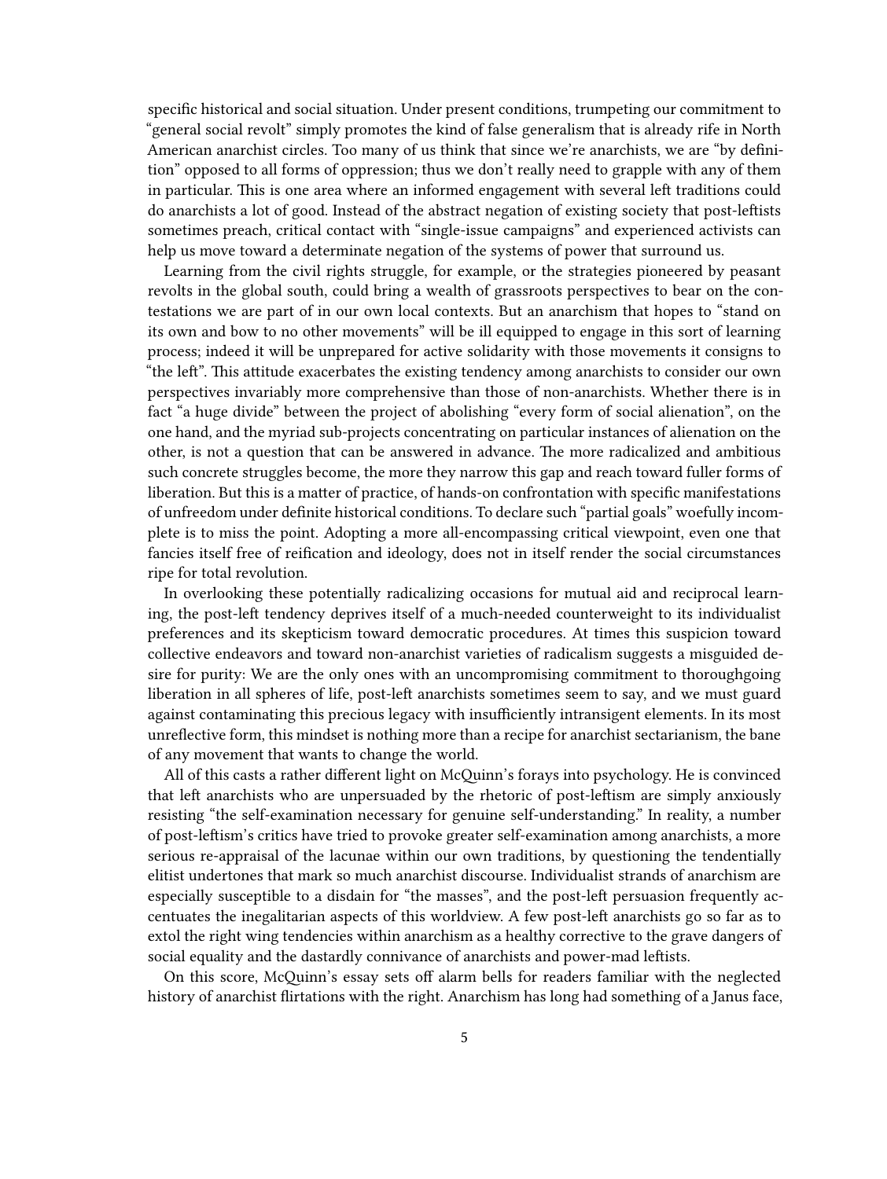specific historical and social situation. Under present conditions, trumpeting our commitment to "general social revolt" simply promotes the kind of false generalism that is already rife in North American anarchist circles. Too many of us think that since we're anarchists, we are "by definition" opposed to all forms of oppression; thus we don't really need to grapple with any of them in particular. This is one area where an informed engagement with several left traditions could do anarchists a lot of good. Instead of the abstract negation of existing society that post-leftists sometimes preach, critical contact with "single-issue campaigns" and experienced activists can help us move toward a determinate negation of the systems of power that surround us.

Learning from the civil rights struggle, for example, or the strategies pioneered by peasant revolts in the global south, could bring a wealth of grassroots perspectives to bear on the contestations we are part of in our own local contexts. But an anarchism that hopes to "stand on its own and bow to no other movements" will be ill equipped to engage in this sort of learning process; indeed it will be unprepared for active solidarity with those movements it consigns to "the left". This attitude exacerbates the existing tendency among anarchists to consider our own perspectives invariably more comprehensive than those of non-anarchists. Whether there is in fact "a huge divide" between the project of abolishing "every form of social alienation", on the one hand, and the myriad sub-projects concentrating on particular instances of alienation on the other, is not a question that can be answered in advance. The more radicalized and ambitious such concrete struggles become, the more they narrow this gap and reach toward fuller forms of liberation. But this is a matter of practice, of hands-on confrontation with specific manifestations of unfreedom under definite historical conditions. To declare such "partial goals" woefully incomplete is to miss the point. Adopting a more all-encompassing critical viewpoint, even one that fancies itself free of reification and ideology, does not in itself render the social circumstances ripe for total revolution.

In overlooking these potentially radicalizing occasions for mutual aid and reciprocal learning, the post-left tendency deprives itself of a much-needed counterweight to its individualist preferences and its skepticism toward democratic procedures. At times this suspicion toward collective endeavors and toward non-anarchist varieties of radicalism suggests a misguided desire for purity: We are the only ones with an uncompromising commitment to thoroughgoing liberation in all spheres of life, post-left anarchists sometimes seem to say, and we must guard against contaminating this precious legacy with insufficiently intransigent elements. In its most unreflective form, this mindset is nothing more than a recipe for anarchist sectarianism, the bane of any movement that wants to change the world.

All of this casts a rather different light on McQuinn's forays into psychology. He is convinced that left anarchists who are unpersuaded by the rhetoric of post-leftism are simply anxiously resisting "the self-examination necessary for genuine self-understanding." In reality, a number of post-leftism's critics have tried to provoke greater self-examination among anarchists, a more serious re-appraisal of the lacunae within our own traditions, by questioning the tendentially elitist undertones that mark so much anarchist discourse. Individualist strands of anarchism are especially susceptible to a disdain for "the masses", and the post-left persuasion frequently accentuates the inegalitarian aspects of this worldview. A few post-left anarchists go so far as to extol the right wing tendencies within anarchism as a healthy corrective to the grave dangers of social equality and the dastardly connivance of anarchists and power-mad leftists.

On this score, McQuinn's essay sets off alarm bells for readers familiar with the neglected history of anarchist flirtations with the right. Anarchism has long had something of a Janus face,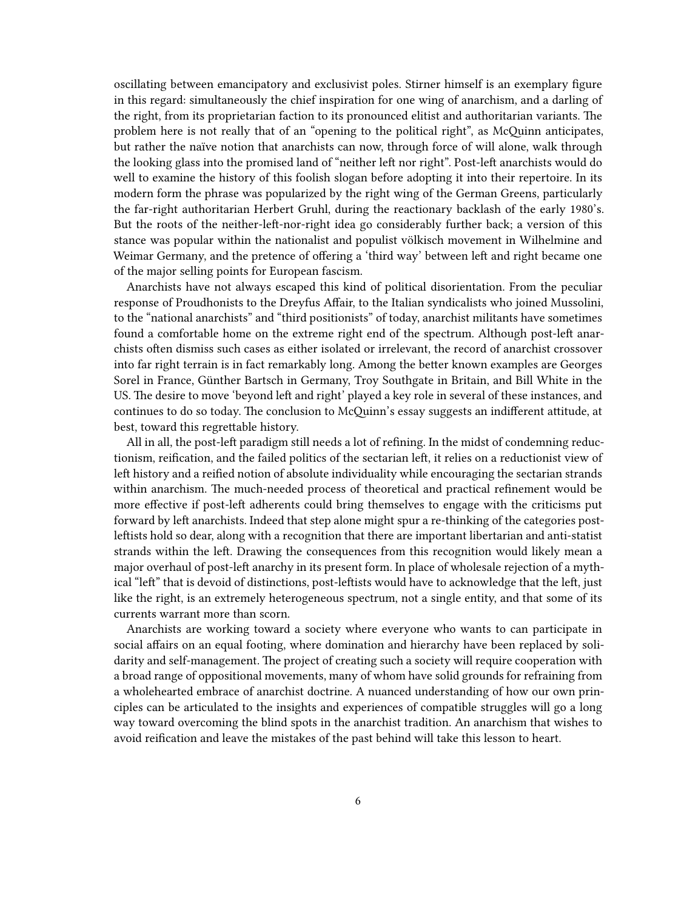oscillating between emancipatory and exclusivist poles. Stirner himself is an exemplary figure in this regard: simultaneously the chief inspiration for one wing of anarchism, and a darling of the right, from its proprietarian faction to its pronounced elitist and authoritarian variants. The problem here is not really that of an "opening to the political right", as McQuinn anticipates, but rather the naïve notion that anarchists can now, through force of will alone, walk through the looking glass into the promised land of "neither left nor right". Post-left anarchists would do well to examine the history of this foolish slogan before adopting it into their repertoire. In its modern form the phrase was popularized by the right wing of the German Greens, particularly the far-right authoritarian Herbert Gruhl, during the reactionary backlash of the early 1980's. But the roots of the neither-left-nor-right idea go considerably further back; a version of this stance was popular within the nationalist and populist völkisch movement in Wilhelmine and Weimar Germany, and the pretence of offering a 'third way' between left and right became one of the major selling points for European fascism.

Anarchists have not always escaped this kind of political disorientation. From the peculiar response of Proudhonists to the Dreyfus Affair, to the Italian syndicalists who joined Mussolini, to the "national anarchists" and "third positionists" of today, anarchist militants have sometimes found a comfortable home on the extreme right end of the spectrum. Although post-left anarchists often dismiss such cases as either isolated or irrelevant, the record of anarchist crossover into far right terrain is in fact remarkably long. Among the better known examples are Georges Sorel in France, Günther Bartsch in Germany, Troy Southgate in Britain, and Bill White in the US. The desire to move 'beyond left and right' played a key role in several of these instances, and continues to do so today. The conclusion to McQuinn's essay suggests an indifferent attitude, at best, toward this regrettable history.

All in all, the post-left paradigm still needs a lot of refining. In the midst of condemning reductionism, reification, and the failed politics of the sectarian left, it relies on a reductionist view of left history and a reified notion of absolute individuality while encouraging the sectarian strands within anarchism. The much-needed process of theoretical and practical refinement would be more effective if post-left adherents could bring themselves to engage with the criticisms put forward by left anarchists. Indeed that step alone might spur a re-thinking of the categories post-leftists hold so dear, along with a recognition that there are important libertarian and anti-statist strands within the left. Drawing the consequences from this recognition would likely mean a major overhaul of post-left anarchy in its present form. In place of wholesale rejection of a mythical "left" that is devoid of distinctions, post-leftists would have to acknowledge that the left, just like the right, is an extremely heterogeneous spectrum, not a single entity, and that some of its currents warrant more than scorn.

Anarchists are working toward a society where everyone who wants to can participate in social affairs on an equal footing, where domination and hierarchy have been replaced by solidarity and self-management. The project of creating such a society will require cooperation with a broad range of oppositional movements, many of whom have solid grounds for refraining from a wholehearted embrace of anarchist doctrine. A nuanced understanding of how our own principles can be articulated to the insights and experiences of compatible struggles will go a long way toward overcoming the blind spots in the anarchist tradition. An anarchism that wishes to avoid reification and leave the mistakes of the past behind will take this lesson to heart.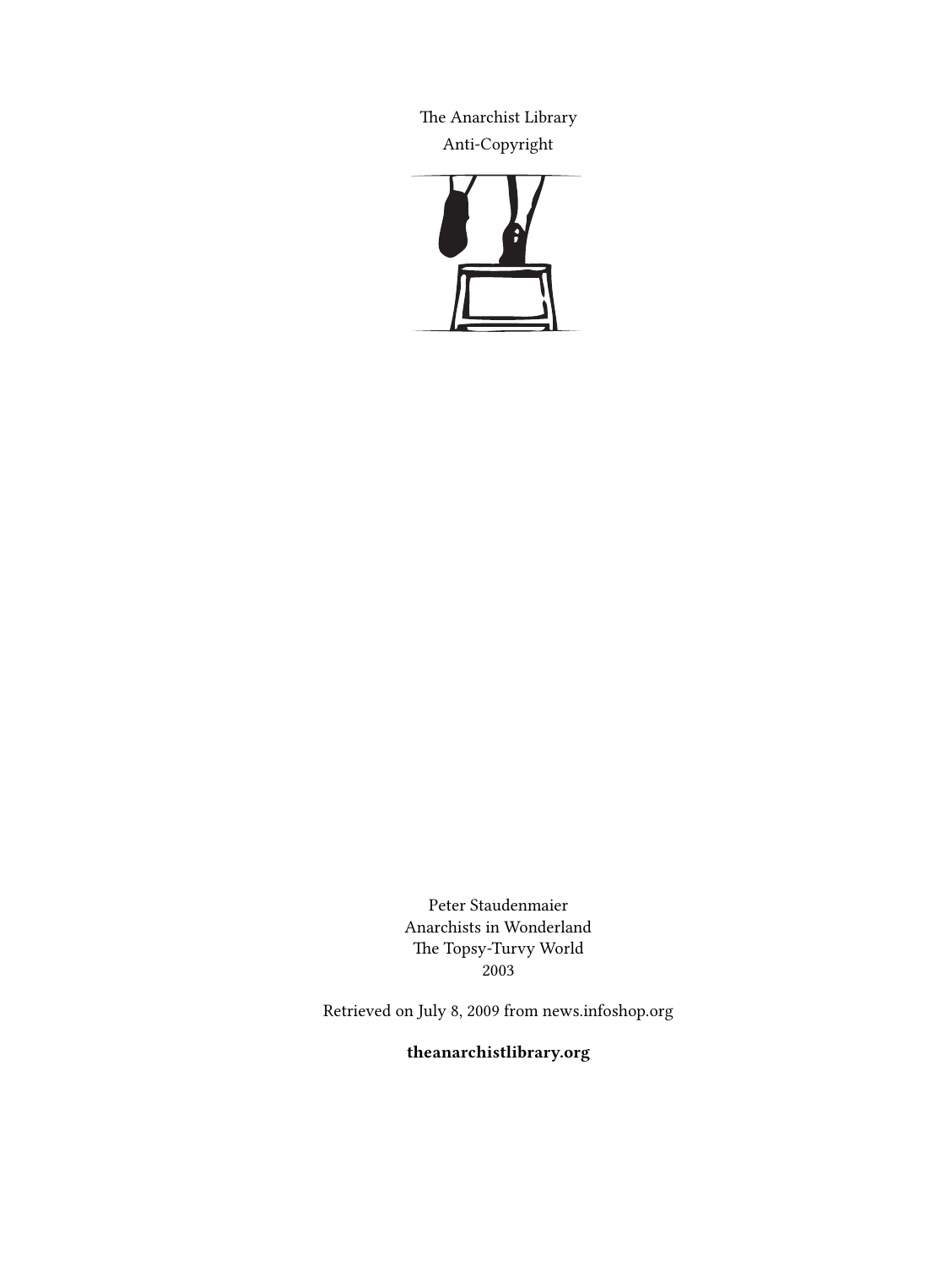The Anarchist Library
Anti-Copyright

Peter Staudenmaier
Anarchists in Wonderland
The Topsy-Turvy World
2003

Retrieved on July 8, 2009 from news.infoshop.org

**theanarchistlibrary.org**